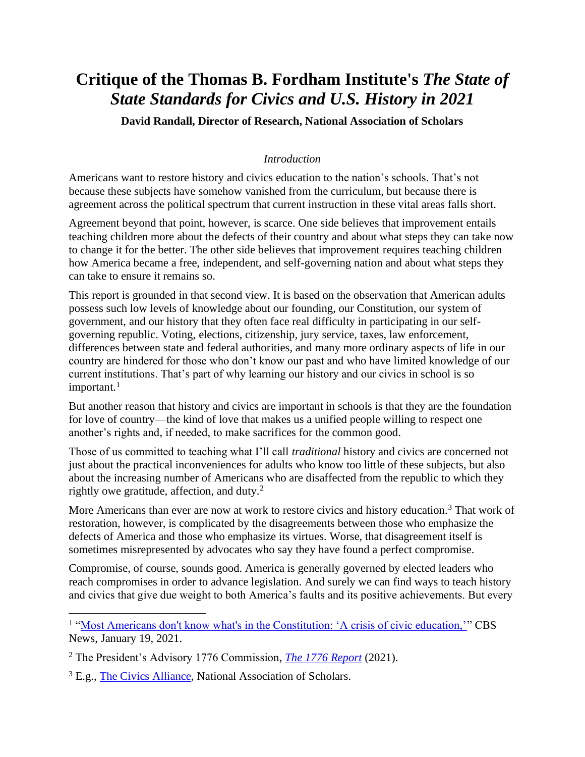# Critique of the Thomas B. Fordham Institute's *The State of State Standards for Civics and U.S. History in 2021*

**David Randall, Director of Research, National Association of Scholars**

*Introduction*

Americans want to restore history and civics education to the nation's schools. That's not because these subjects have somehow vanished from the curriculum, but because there is agreement across the political spectrum that current instruction in these vital areas falls short.

Agreement beyond that point, however, is scarce. One side believes that improvement entails teaching children more about the defects of their country and about what steps they can take now to change it for the better. The other side believes that improvement requires teaching children how America became a free, independent, and self-governing nation and about what steps they can take to ensure it remains so.

This report is grounded in that second view. It is based on the observation that American adults possess such low levels of knowledge about our founding, our Constitution, our system of government, and our history that they often face real difficulty in participating in our self-governing republic. Voting, elections, citizenship, jury service, taxes, law enforcement, differences between state and federal authorities, and many more ordinary aspects of life in our country are hindered for those who don't know our past and who have limited knowledge of our current institutions. That's part of why learning our history and our civics in school is so important.[1]

But another reason that history and civics are important in schools is that they are the foundation for love of country—the kind of love that makes us a unified people willing to respect one another's rights and, if needed, to make sacrifices for the common good.

Those of us committed to teaching what I'll call *traditional* history and civics are concerned not just about the practical inconveniences for adults who know too little of these subjects, but also about the increasing number of Americans who are disaffected from the republic to which they rightly owe gratitude, affection, and duty.[2]

More Americans than ever are now at work to restore civics and history education.[3] That work of restoration, however, is complicated by the disagreements between those who emphasize the defects of America and those who emphasize its virtues. Worse, that disagreement itself is sometimes misrepresented by advocates who say they have found a perfect compromise.

Compromise, of course, sounds good. America is generally governed by elected leaders who reach compromises in order to advance legislation. And surely we can find ways to teach history and civics that give due weight to both America's faults and its positive achievements. But every

---

[1] "Most Americans don't know what's in the Constitution: 'A crisis of civic education,'" CBS News, January 19, 2021.

[2] The President's Advisory 1776 Commission, *The 1776 Report* (2021).

[3] E.g., The Civics Alliance, National Association of Scholars.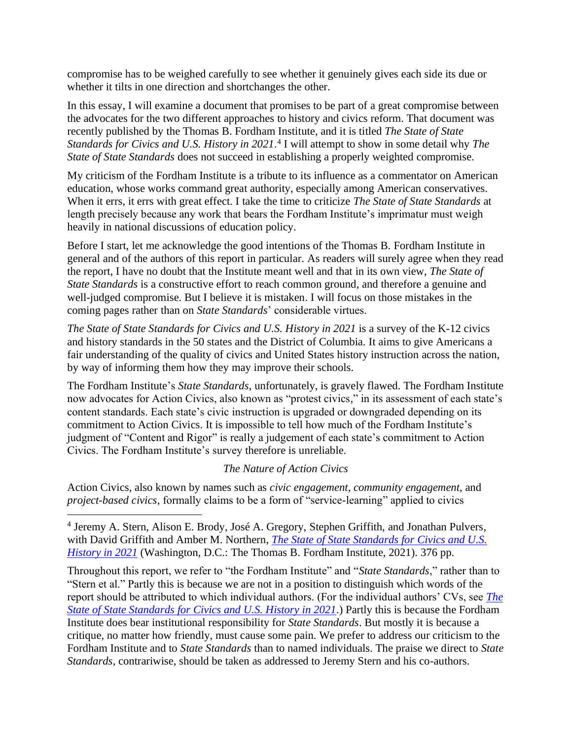compromise has to be weighed carefully to see whether it genuinely gives each side its due or whether it tilts in one direction and shortchanges the other.

In this essay, I will examine a document that promises to be part of a great compromise between the advocates for the two different approaches to history and civics reform. That document was recently published by the Thomas B. Fordham Institute, and it is titled *The State of State Standards for Civics and U.S. History in 2021*.[4] I will attempt to show in some detail why *The State of State Standards* does not succeed in establishing a properly weighted compromise.

My criticism of the Fordham Institute is a tribute to its influence as a commentator on American education, whose works command great authority, especially among American conservatives. When it errs, it errs with great effect. I take the time to criticize *The State of State Standards* at length precisely because any work that bears the Fordham Institute's imprimatur must weigh heavily in national discussions of education policy.

Before I start, let me acknowledge the good intentions of the Thomas B. Fordham Institute in general and of the authors of this report in particular. As readers will surely agree when they read the report, I have no doubt that the Institute meant well and that in its own view, *The State of State Standards* is a constructive effort to reach common ground, and therefore a genuine and well-judged compromise. But I believe it is mistaken. I will focus on those mistakes in the coming pages rather than on *State Standards*' considerable virtues.

*The State of State Standards for Civics and U.S. History in 2021* is a survey of the K-12 civics and history standards in the 50 states and the District of Columbia. It aims to give Americans a fair understanding of the quality of civics and United States history instruction across the nation, by way of informing them how they may improve their schools.

The Fordham Institute's *State Standards*, unfortunately, is gravely flawed. The Fordham Institute now advocates for Action Civics, also known as "protest civics," in its assessment of each state's content standards. Each state's civic instruction is upgraded or downgraded depending on its commitment to Action Civics. It is impossible to tell how much of the Fordham Institute's judgment of "Content and Rigor" is really a judgement of each state's commitment to Action Civics. The Fordham Institute's survey therefore is unreliable.

### *The Nature of Action Civics*

Action Civics, also known by names such as *civic engagement*, *community engagement*, and *project-based civics*, formally claims to be a form of "service-learning" applied to civics

---

[4] Jeremy A. Stern, Alison E. Brody, José A. Gregory, Stephen Griffith, and Jonathan Pulvers, with David Griffith and Amber M. Northern, *The State of State Standards for Civics and U.S. History in 2021* (Washington, D.C.: The Thomas B. Fordham Institute, 2021). 376 pp.

Throughout this report, we refer to "the Fordham Institute" and "*State Standards*," rather than to "Stern et al." Partly this is because we are not in a position to distinguish which words of the report should be attributed to which individual authors. (For the individual authors' CVs, see *The State of State Standards for Civics and U.S. History in 2021*.) Partly this is because the Fordham Institute does bear institutional responsibility for *State Standards*. But mostly it is because a critique, no matter how friendly, must cause some pain. We prefer to address our criticism to the Fordham Institute and to *State Standards* than to named individuals. The praise we direct to *State Standards*, contrariwise, should be taken as addressed to Jeremy Stern and his co-authors.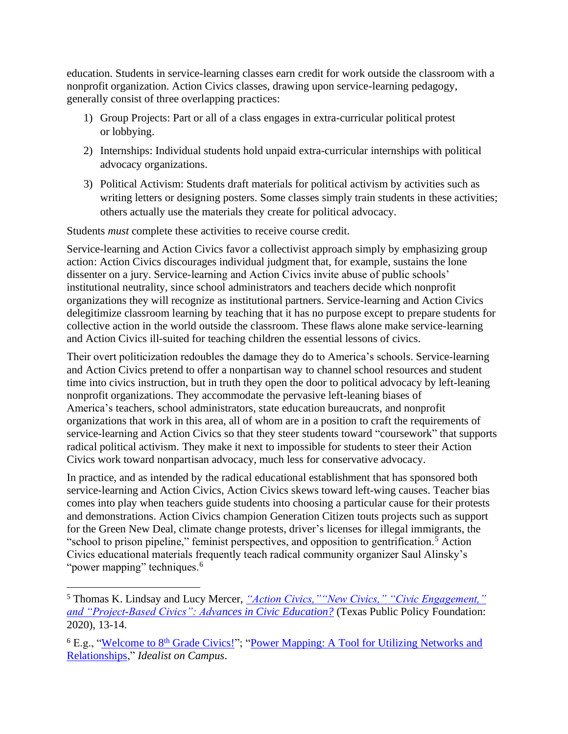education. Students in service-learning classes earn credit for work outside the classroom with a nonprofit organization. Action Civics classes, drawing upon service-learning pedagogy, generally consist of three overlapping practices:

1) Group Projects: Part or all of a class engages in extra-curricular political protest or lobbying.
2) Internships: Individual students hold unpaid extra-curricular internships with political advocacy organizations.
3) Political Activism: Students draft materials for political activism by activities such as writing letters or designing posters. Some classes simply train students in these activities; others actually use the materials they create for political advocacy.

Students *must* complete these activities to receive course credit.

Service-learning and Action Civics favor a collectivist approach simply by emphasizing group action: Action Civics discourages individual judgment that, for example, sustains the lone dissenter on a jury. Service-learning and Action Civics invite abuse of public schools' institutional neutrality, since school administrators and teachers decide which nonprofit organizations they will recognize as institutional partners. Service-learning and Action Civics delegitimize classroom learning by teaching that it has no purpose except to prepare students for collective action in the world outside the classroom. These flaws alone make service-learning and Action Civics ill-suited for teaching children the essential lessons of civics.

Their overt politicization redoubles the damage they do to America's schools. Service-learning and Action Civics pretend to offer a nonpartisan way to channel school resources and student time into civics instruction, but in truth they open the door to political advocacy by left-leaning nonprofit organizations. They accommodate the pervasive left-leaning biases of America's teachers, school administrators, state education bureaucrats, and nonprofit organizations that work in this area, all of whom are in a position to craft the requirements of service-learning and Action Civics so that they steer students toward "coursework" that supports radical political activism. They make it next to impossible for students to steer their Action Civics work toward nonpartisan advocacy, much less for conservative advocacy.

In practice, and as intended by the radical educational establishment that has sponsored both service-learning and Action Civics, Action Civics skews toward left-wing causes. Teacher bias comes into play when teachers guide students into choosing a particular cause for their protests and demonstrations. Action Civics champion Generation Citizen touts projects such as support for the Green New Deal, climate change protests, driver's licenses for illegal immigrants, the "school to prison pipeline," feminist perspectives, and opposition to gentrification.[5] Action Civics educational materials frequently teach radical community organizer Saul Alinsky's "power mapping" techniques.[6]

---

[5] Thomas K. Lindsay and Lucy Mercer, *"Action Civics," "New Civics," "Civic Engagement," and "Project-Based Civics": Advances in Civic Education?* (Texas Public Policy Foundation: 2020), 13-14.

[6] E.g., "Welcome to 8th Grade Civics!"; "Power Mapping: A Tool for Utilizing Networks and Relationships," *Idealist on Campus*.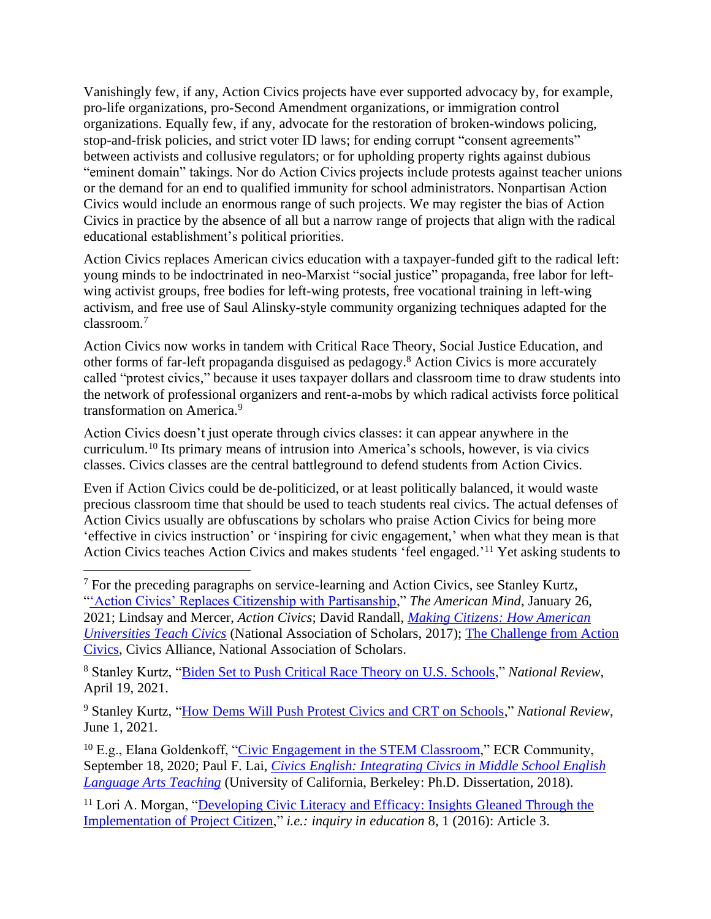Vanishingly few, if any, Action Civics projects have ever supported advocacy by, for example, pro-life organizations, pro-Second Amendment organizations, or immigration control organizations. Equally few, if any, advocate for the restoration of broken-windows policing, stop-and-frisk policies, and strict voter ID laws; for ending corrupt "consent agreements" between activists and collusive regulators; or for upholding property rights against dubious "eminent domain" takings. Nor do Action Civics projects include protests against teacher unions or the demand for an end to qualified immunity for school administrators. Nonpartisan Action Civics would include an enormous range of such projects. We may register the bias of Action Civics in practice by the absence of all but a narrow range of projects that align with the radical educational establishment's political priorities.

Action Civics replaces American civics education with a taxpayer-funded gift to the radical left: young minds to be indoctrinated in neo-Marxist "social justice" propaganda, free labor for left-wing activist groups, free bodies for left-wing protests, free vocational training in left-wing activism, and free use of Saul Alinsky-style community organizing techniques adapted for the classroom.[7]

Action Civics now works in tandem with Critical Race Theory, Social Justice Education, and other forms of far-left propaganda disguised as pedagogy.[8] Action Civics is more accurately called "protest civics," because it uses taxpayer dollars and classroom time to draw students into the network of professional organizers and rent-a-mobs by which radical activists force political transformation on America.[9]

Action Civics doesn't just operate through civics classes: it can appear anywhere in the curriculum.[10] Its primary means of intrusion into America's schools, however, is via civics classes. Civics classes are the central battleground to defend students from Action Civics.

Even if Action Civics could be de-politicized, or at least politically balanced, it would waste precious classroom time that should be used to teach students real civics. The actual defenses of Action Civics usually are obfuscations by scholars who praise Action Civics for being more 'effective in civics instruction' or 'inspiring for civic engagement,' when what they mean is that Action Civics teaches Action Civics and makes students 'feel engaged.'[11] Yet asking students to

---

[7] For the preceding paragraphs on service-learning and Action Civics, see Stanley Kurtz, "'Action Civics' Replaces Citizenship with Partisanship," *The American Mind*, January 26, 2021; Lindsay and Mercer, *Action Civics*; David Randall, *Making Citizens: How American Universities Teach Civics* (National Association of Scholars, 2017); The Challenge from Action Civics, Civics Alliance, National Association of Scholars.

[8] Stanley Kurtz, "Biden Set to Push Critical Race Theory on U.S. Schools," *National Review*, April 19, 2021.

[9] Stanley Kurtz, "How Dems Will Push Protest Civics and CRT on Schools," *National Review*, June 1, 2021.

[10] E.g., Elana Goldenkoff, "Civic Engagement in the STEM Classroom," ECR Community, September 18, 2020; Paul F. Lai, *Civics English: Integrating Civics in Middle School English Language Arts Teaching* (University of California, Berkeley: Ph.D. Dissertation, 2018).

[11] Lori A. Morgan, "Developing Civic Literacy and Efficacy: Insights Gleaned Through the Implementation of Project Citizen," *i.e.: inquiry in education* 8, 1 (2016): Article 3.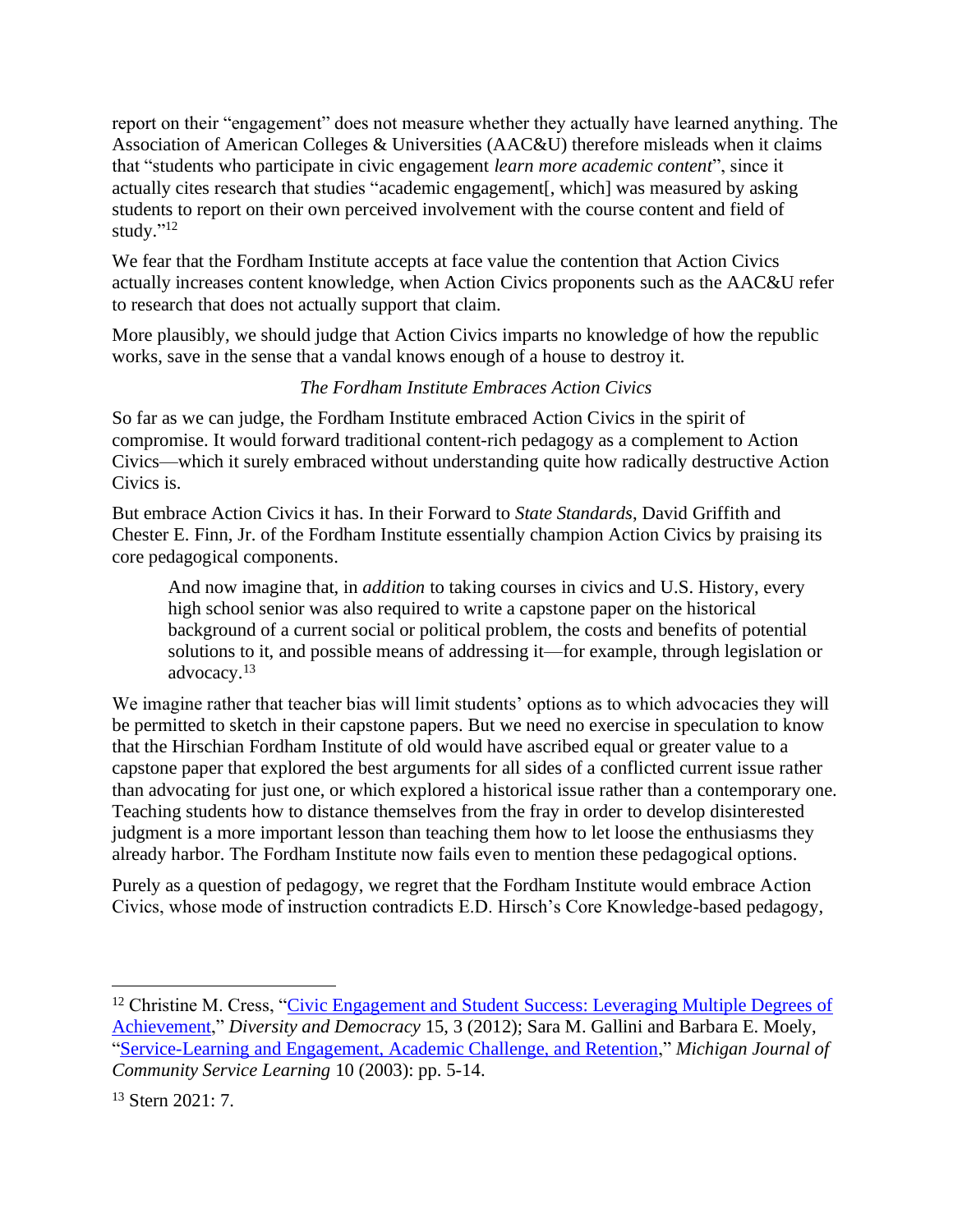report on their "engagement" does not measure whether they actually have learned anything. The Association of American Colleges & Universities (AAC&U) therefore misleads when it claims that "students who participate in civic engagement *learn more academic content*", since it actually cites research that studies "academic engagement[, which] was measured by asking students to report on their own perceived involvement with the course content and field of study."[12]

We fear that the Fordham Institute accepts at face value the contention that Action Civics actually increases content knowledge, when Action Civics proponents such as the AAC&U refer to research that does not actually support that claim.

More plausibly, we should judge that Action Civics imparts no knowledge of how the republic works, save in the sense that a vandal knows enough of a house to destroy it.

### *The Fordham Institute Embraces Action Civics*

So far as we can judge, the Fordham Institute embraced Action Civics in the spirit of compromise. It would forward traditional content-rich pedagogy as a complement to Action Civics—which it surely embraced without understanding quite how radically destructive Action Civics is.

But embrace Action Civics it has. In their Forward to *State Standards*, David Griffith and Chester E. Finn, Jr. of the Fordham Institute essentially champion Action Civics by praising its core pedagogical components.

> And now imagine that, in *addition* to taking courses in civics and U.S. History, every high school senior was also required to write a capstone paper on the historical background of a current social or political problem, the costs and benefits of potential solutions to it, and possible means of addressing it—for example, through legislation or advocacy.[13]

We imagine rather that teacher bias will limit students' options as to which advocacies they will be permitted to sketch in their capstone papers. But we need no exercise in speculation to know that the Hirschian Fordham Institute of old would have ascribed equal or greater value to a capstone paper that explored the best arguments for all sides of a conflicted current issue rather than advocating for just one, or which explored a historical issue rather than a contemporary one. Teaching students how to distance themselves from the fray in order to develop disinterested judgment is a more important lesson than teaching them how to let loose the enthusiasms they already harbor. The Fordham Institute now fails even to mention these pedagogical options.

Purely as a question of pedagogy, we regret that the Fordham Institute would embrace Action Civics, whose mode of instruction contradicts E.D. Hirsch's Core Knowledge-based pedagogy,

---

[12] Christine M. Cress, "Civic Engagement and Student Success: Leveraging Multiple Degrees of Achievement," *Diversity and Democracy* 15, 3 (2012); Sara M. Gallini and Barbara E. Moely, "Service-Learning and Engagement, Academic Challenge, and Retention," *Michigan Journal of Community Service Learning* 10 (2003): pp. 5-14.

[13] Stern 2021: 7.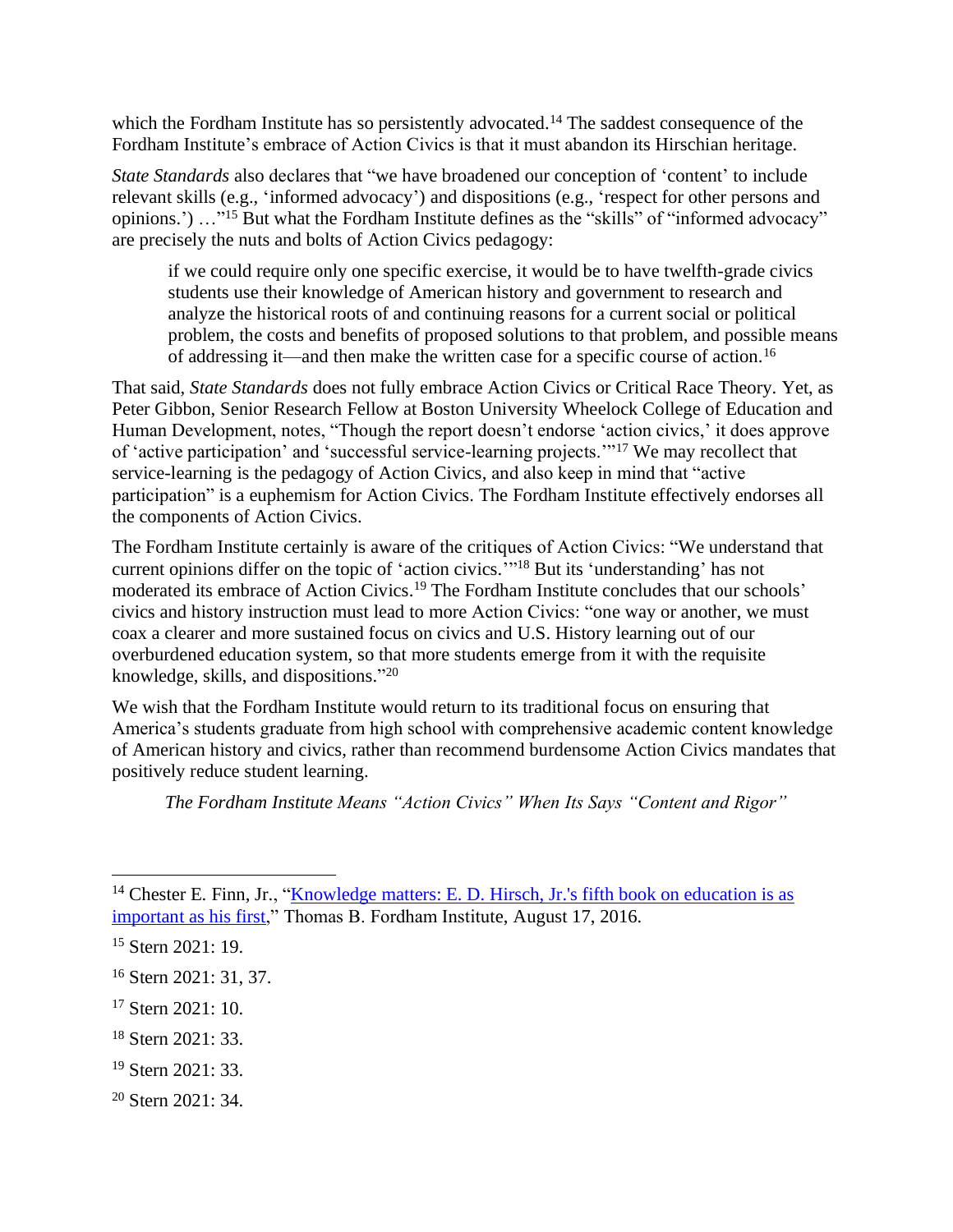which the Fordham Institute has so persistently advocated.[14] The saddest consequence of the Fordham Institute's embrace of Action Civics is that it must abandon its Hirschian heritage.

*State Standards* also declares that "we have broadened our conception of 'content' to include relevant skills (e.g., 'informed advocacy') and dispositions (e.g., 'respect for other persons and opinions.') …"[15] But what the Fordham Institute defines as the "skills" of "informed advocacy" are precisely the nuts and bolts of Action Civics pedagogy:

> if we could require only one specific exercise, it would be to have twelfth-grade civics students use their knowledge of American history and government to research and analyze the historical roots of and continuing reasons for a current social or political problem, the costs and benefits of proposed solutions to that problem, and possible means of addressing it—and then make the written case for a specific course of action.[16]

That said, *State Standards* does not fully embrace Action Civics or Critical Race Theory. Yet, as Peter Gibbon, Senior Research Fellow at Boston University Wheelock College of Education and Human Development, notes, "Though the report doesn't endorse 'action civics,' it does approve of 'active participation' and 'successful service-learning projects.'"[17] We may recollect that service-learning is the pedagogy of Action Civics, and also keep in mind that "active participation" is a euphemism for Action Civics. The Fordham Institute effectively endorses all the components of Action Civics.

The Fordham Institute certainly is aware of the critiques of Action Civics: "We understand that current opinions differ on the topic of 'action civics.'"[18] But its 'understanding' has not moderated its embrace of Action Civics.[19] The Fordham Institute concludes that our schools' civics and history instruction must lead to more Action Civics: "one way or another, we must coax a clearer and more sustained focus on civics and U.S. History learning out of our overburdened education system, so that more students emerge from it with the requisite knowledge, skills, and dispositions."[20]

We wish that the Fordham Institute would return to its traditional focus on ensuring that America's students graduate from high school with comprehensive academic content knowledge of American history and civics, rather than recommend burdensome Action Civics mandates that positively reduce student learning.

*The Fordham Institute Means "Action Civics" When Its Says "Content and Rigor"*

---

[14] Chester E. Finn, Jr., "Knowledge matters: E. D. Hirsch, Jr.'s fifth book on education is as important as his first," Thomas B. Fordham Institute, August 17, 2016.

[15] Stern 2021: 19.

[16] Stern 2021: 31, 37.

[17] Stern 2021: 10.

[18] Stern 2021: 33.

[19] Stern 2021: 33.

[20] Stern 2021: 34.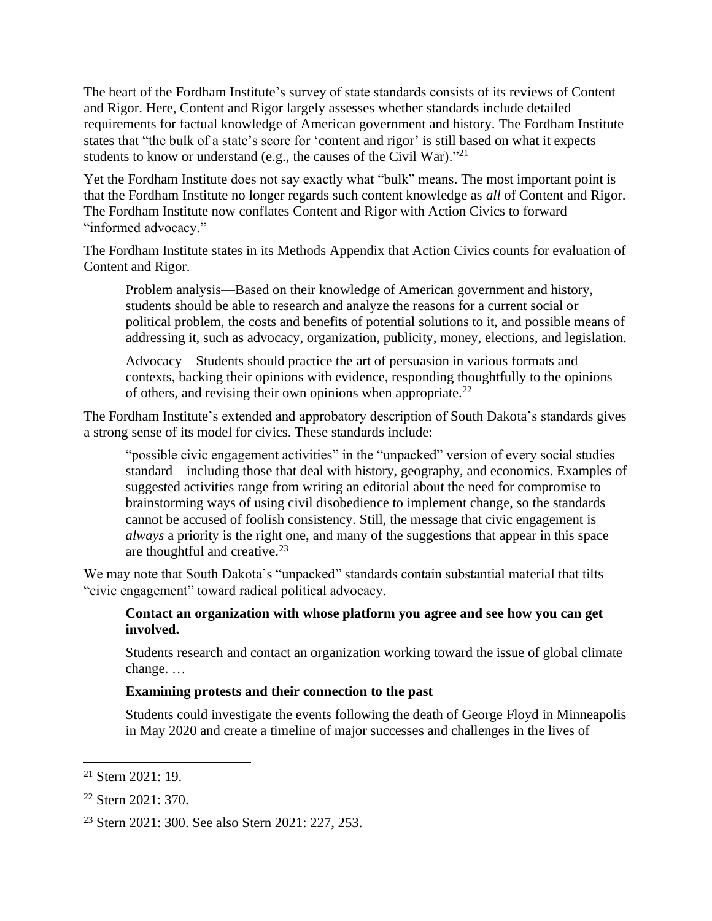The heart of the Fordham Institute's survey of state standards consists of its reviews of Content and Rigor. Here, Content and Rigor largely assesses whether standards include detailed requirements for factual knowledge of American government and history. The Fordham Institute states that "the bulk of a state's score for 'content and rigor' is still based on what it expects students to know or understand (e.g., the causes of the Civil War)."[21]

Yet the Fordham Institute does not say exactly what "bulk" means. The most important point is that the Fordham Institute no longer regards such content knowledge as *all* of Content and Rigor. The Fordham Institute now conflates Content and Rigor with Action Civics to forward "informed advocacy."

The Fordham Institute states in its Methods Appendix that Action Civics counts for evaluation of Content and Rigor.

> Problem analysis—Based on their knowledge of American government and history, students should be able to research and analyze the reasons for a current social or political problem, the costs and benefits of potential solutions to it, and possible means of addressing it, such as advocacy, organization, publicity, money, elections, and legislation.
>
> Advocacy—Students should practice the art of persuasion in various formats and contexts, backing their opinions with evidence, responding thoughtfully to the opinions of others, and revising their own opinions when appropriate.[22]

The Fordham Institute's extended and approbatory description of South Dakota's standards gives a strong sense of its model for civics. These standards include:

> "possible civic engagement activities" in the "unpacked" version of every social studies standard—including those that deal with history, geography, and economics. Examples of suggested activities range from writing an editorial about the need for compromise to brainstorming ways of using civil disobedience to implement change, so the standards cannot be accused of foolish consistency. Still, the message that civic engagement is *always* a priority is the right one, and many of the suggestions that appear in this space are thoughtful and creative.[23]

We may note that South Dakota's "unpacked" standards contain substantial material that tilts "civic engagement" toward radical political advocacy.

> **Contact an organization with whose platform you agree and see how you can get involved.**
>
> Students research and contact an organization working toward the issue of global climate change. …
>
> **Examining protests and their connection to the past**
>
> Students could investigate the events following the death of George Floyd in Minneapolis in May 2020 and create a timeline of major successes and challenges in the lives of

---

[21] Stern 2021: 19.

[22] Stern 2021: 370.

[23] Stern 2021: 300. See also Stern 2021: 227, 253.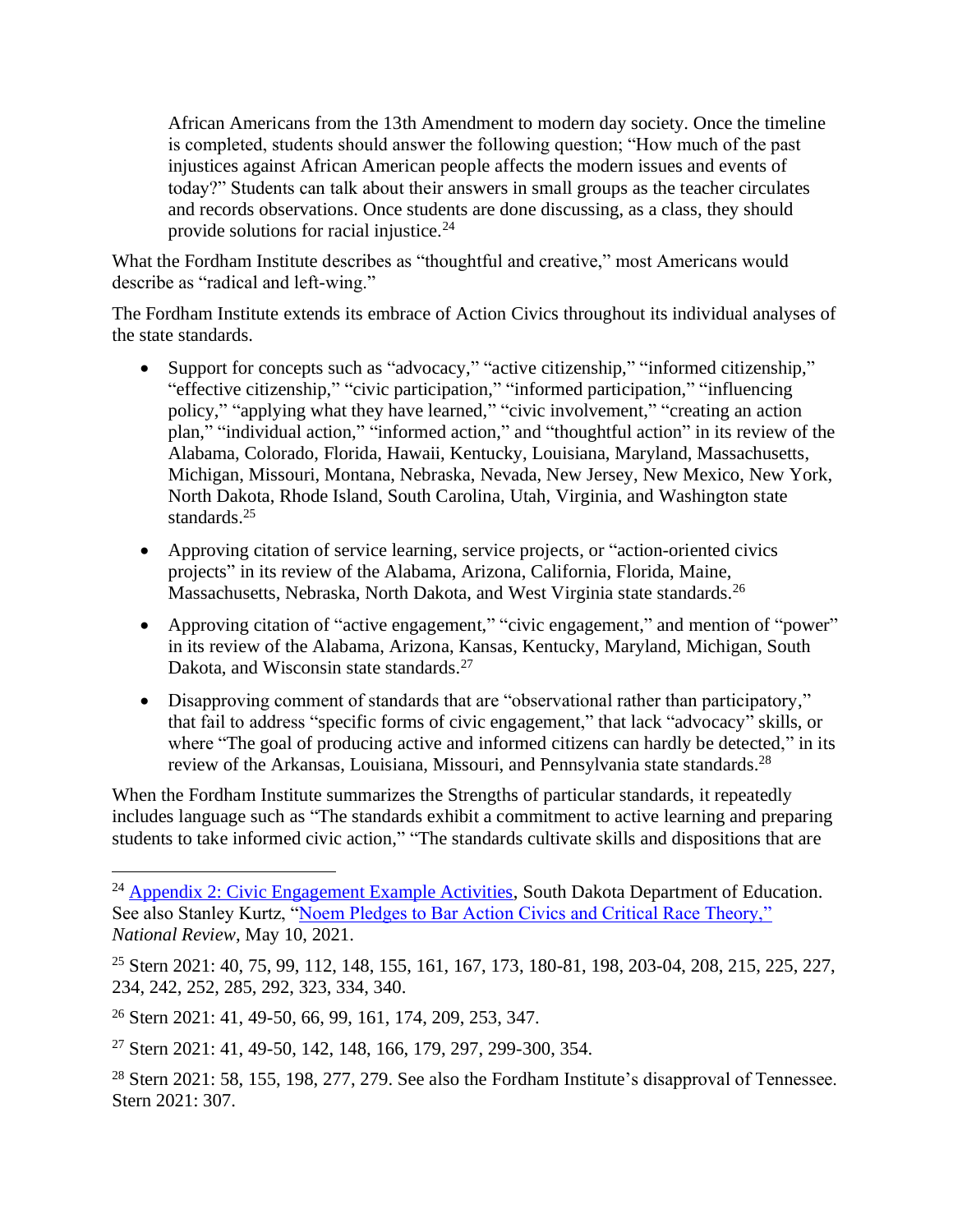> African Americans from the 13th Amendment to modern day society. Once the timeline is completed, students should answer the following question; "How much of the past injustices against African American people affects the modern issues and events of today?" Students can talk about their answers in small groups as the teacher circulates and records observations. Once students are done discussing, as a class, they should provide solutions for racial injustice.[24]

What the Fordham Institute describes as "thoughtful and creative," most Americans would describe as "radical and left-wing."

The Fordham Institute extends its embrace of Action Civics throughout its individual analyses of the state standards.

- Support for concepts such as "advocacy," "active citizenship," "informed citizenship," "effective citizenship," "civic participation," "informed participation," "influencing policy," "applying what they have learned," "civic involvement," "creating an action plan," "individual action," "informed action," and "thoughtful action" in its review of the Alabama, Colorado, Florida, Hawaii, Kentucky, Louisiana, Maryland, Massachusetts, Michigan, Missouri, Montana, Nebraska, Nevada, New Jersey, New Mexico, New York, North Dakota, Rhode Island, South Carolina, Utah, Virginia, and Washington state standards.[25]
- Approving citation of service learning, service projects, or "action-oriented civics projects" in its review of the Alabama, Arizona, California, Florida, Maine, Massachusetts, Nebraska, North Dakota, and West Virginia state standards.[26]
- Approving citation of "active engagement," "civic engagement," and mention of "power" in its review of the Alabama, Arizona, Kansas, Kentucky, Maryland, Michigan, South Dakota, and Wisconsin state standards.[27]
- Disapproving comment of standards that are "observational rather than participatory," that fail to address "specific forms of civic engagement," that lack "advocacy" skills, or where "The goal of producing active and informed citizens can hardly be detected," in its review of the Arkansas, Louisiana, Missouri, and Pennsylvania state standards.[28]

When the Fordham Institute summarizes the Strengths of particular standards, it repeatedly includes language such as "The standards exhibit a commitment to active learning and preparing students to take informed civic action," "The standards cultivate skills and dispositions that are

---

[24] Appendix 2: Civic Engagement Example Activities, South Dakota Department of Education. See also Stanley Kurtz, "Noem Pledges to Bar Action Civics and Critical Race Theory," *National Review*, May 10, 2021.

[25] Stern 2021: 40, 75, 99, 112, 148, 155, 161, 167, 173, 180-81, 198, 203-04, 208, 215, 225, 227, 234, 242, 252, 285, 292, 323, 334, 340.

[26] Stern 2021: 41, 49-50, 66, 99, 161, 174, 209, 253, 347.

[27] Stern 2021: 41, 49-50, 142, 148, 166, 179, 297, 299-300, 354.

[28] Stern 2021: 58, 155, 198, 277, 279. See also the Fordham Institute's disapproval of Tennessee. Stern 2021: 307.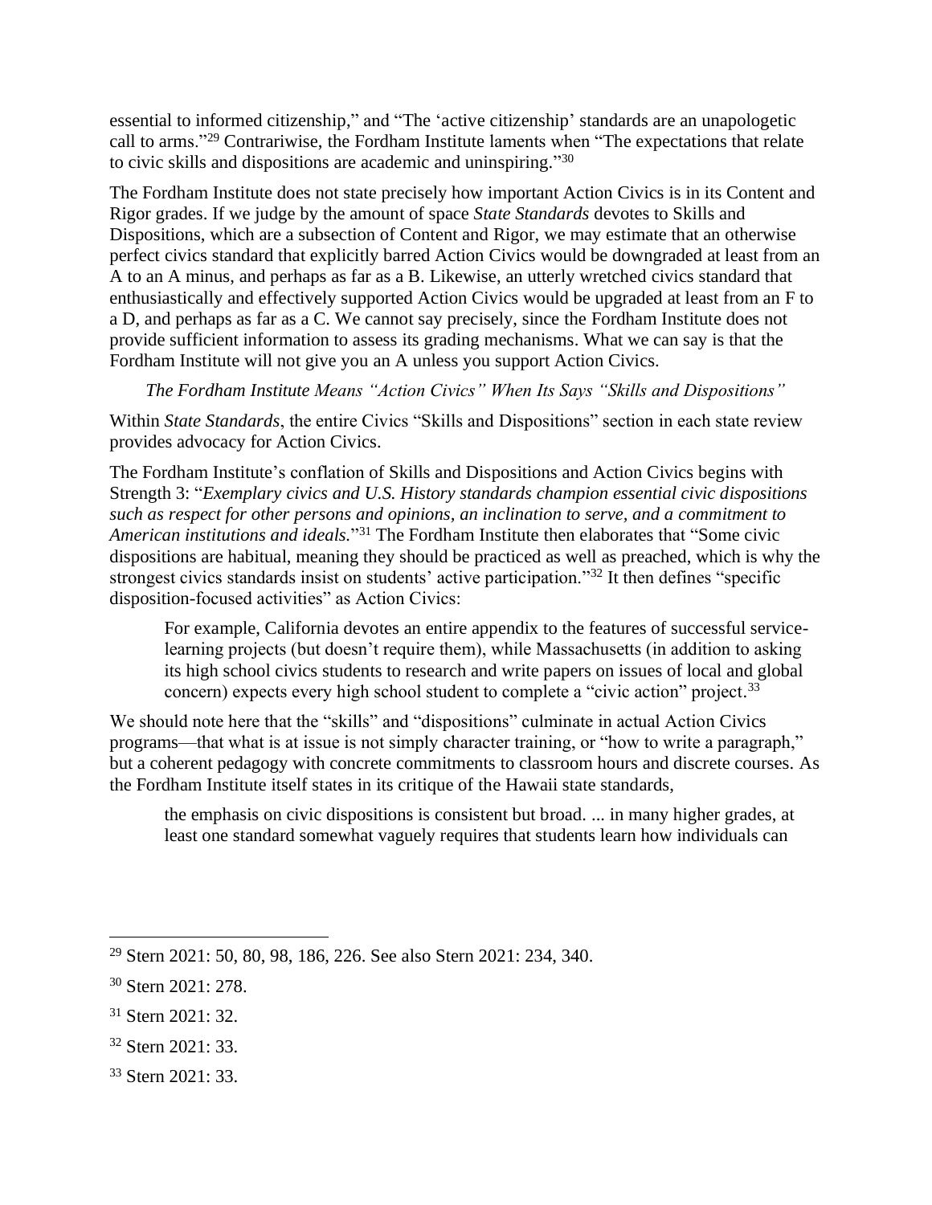essential to informed citizenship," and "The 'active citizenship' standards are an unapologetic call to arms."[29] Contrariwise, the Fordham Institute laments when "The expectations that relate to civic skills and dispositions are academic and uninspiring."[30]

The Fordham Institute does not state precisely how important Action Civics is in its Content and Rigor grades. If we judge by the amount of space *State Standards* devotes to Skills and Dispositions, which are a subsection of Content and Rigor, we may estimate that an otherwise perfect civics standard that explicitly barred Action Civics would be downgraded at least from an A to an A minus, and perhaps as far as a B. Likewise, an utterly wretched civics standard that enthusiastically and effectively supported Action Civics would be upgraded at least from an F to a D, and perhaps as far as a C. We cannot say precisely, since the Fordham Institute does not provide sufficient information to assess its grading mechanisms. What we can say is that the Fordham Institute will not give you an A unless you support Action Civics.

*The Fordham Institute Means "Action Civics" When Its Says "Skills and Dispositions"*

Within *State Standards*, the entire Civics "Skills and Dispositions" section in each state review provides advocacy for Action Civics.

The Fordham Institute's conflation of Skills and Dispositions and Action Civics begins with Strength 3: "*Exemplary civics and U.S. History standards champion essential civic dispositions such as respect for other persons and opinions, an inclination to serve, and a commitment to American institutions and ideals.*"[31] The Fordham Institute then elaborates that "Some civic dispositions are habitual, meaning they should be practiced as well as preached, which is why the strongest civics standards insist on students' active participation."[32] It then defines "specific disposition-focused activities" as Action Civics:

> For example, California devotes an entire appendix to the features of successful service-learning projects (but doesn't require them), while Massachusetts (in addition to asking its high school civics students to research and write papers on issues of local and global concern) expects every high school student to complete a "civic action" project.[33]

We should note here that the "skills" and "dispositions" culminate in actual Action Civics programs—that what is at issue is not simply character training, or "how to write a paragraph," but a coherent pedagogy with concrete commitments to classroom hours and discrete courses. As the Fordham Institute itself states in its critique of the Hawaii state standards,

> the emphasis on civic dispositions is consistent but broad. ... in many higher grades, at least one standard somewhat vaguely requires that students learn how individuals can

---

[29] Stern 2021: 50, 80, 98, 186, 226. See also Stern 2021: 234, 340.

[30] Stern 2021: 278.

[31] Stern 2021: 32.

[32] Stern 2021: 33.

[33] Stern 2021: 33.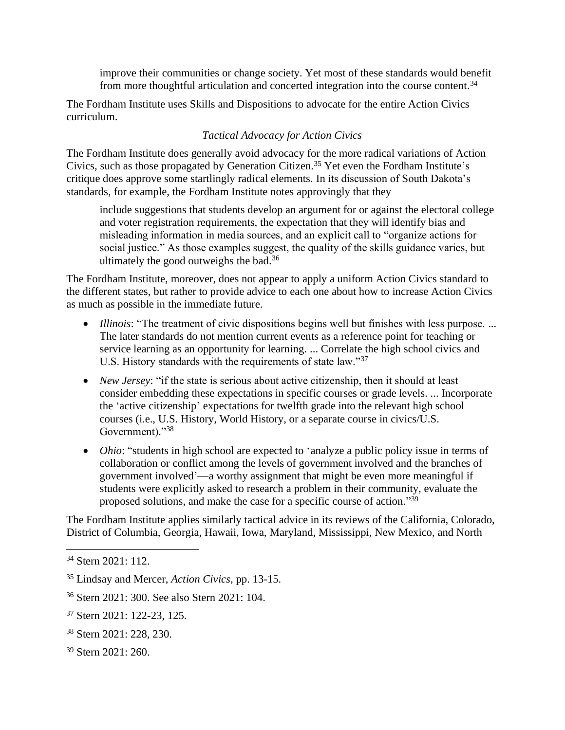> improve their communities or change society. Yet most of these standards would benefit from more thoughtful articulation and concerted integration into the course content.[34]

The Fordham Institute uses Skills and Dispositions to advocate for the entire Action Civics curriculum.

*Tactical Advocacy for Action Civics*

The Fordham Institute does generally avoid advocacy for the more radical variations of Action Civics, such as those propagated by Generation Citizen.[35] Yet even the Fordham Institute's critique does approve some startlingly radical elements. In its discussion of South Dakota's standards, for example, the Fordham Institute notes approvingly that they

> include suggestions that students develop an argument for or against the electoral college and voter registration requirements, the expectation that they will identify bias and misleading information in media sources, and an explicit call to "organize actions for social justice." As those examples suggest, the quality of the skills guidance varies, but ultimately the good outweighs the bad.[36]

The Fordham Institute, moreover, does not appear to apply a uniform Action Civics standard to the different states, but rather to provide advice to each one about how to increase Action Civics as much as possible in the immediate future.

- *Illinois*: "The treatment of civic dispositions begins well but finishes with less purpose. ... The later standards do not mention current events as a reference point for teaching or service learning as an opportunity for learning. ... Correlate the high school civics and U.S. History standards with the requirements of state law."[37]
- *New Jersey*: "if the state is serious about active citizenship, then it should at least consider embedding these expectations in specific courses or grade levels. ... Incorporate the 'active citizenship' expectations for twelfth grade into the relevant high school courses (i.e., U.S. History, World History, or a separate course in civics/U.S. Government)."[38]
- *Ohio*: "students in high school are expected to 'analyze a public policy issue in terms of collaboration or conflict among the levels of government involved and the branches of government involved'—a worthy assignment that might be even more meaningful if students were explicitly asked to research a problem in their community, evaluate the proposed solutions, and make the case for a specific course of action."[39]

The Fordham Institute applies similarly tactical advice in its reviews of the California, Colorado, District of Columbia, Georgia, Hawaii, Iowa, Maryland, Mississippi, New Mexico, and North

---

[34] Stern 2021: 112.

[35] Lindsay and Mercer, *Action Civics*, pp. 13-15.

[36] Stern 2021: 300. See also Stern 2021: 104.

[37] Stern 2021: 122-23, 125.

[38] Stern 2021: 228, 230.

[39] Stern 2021: 260.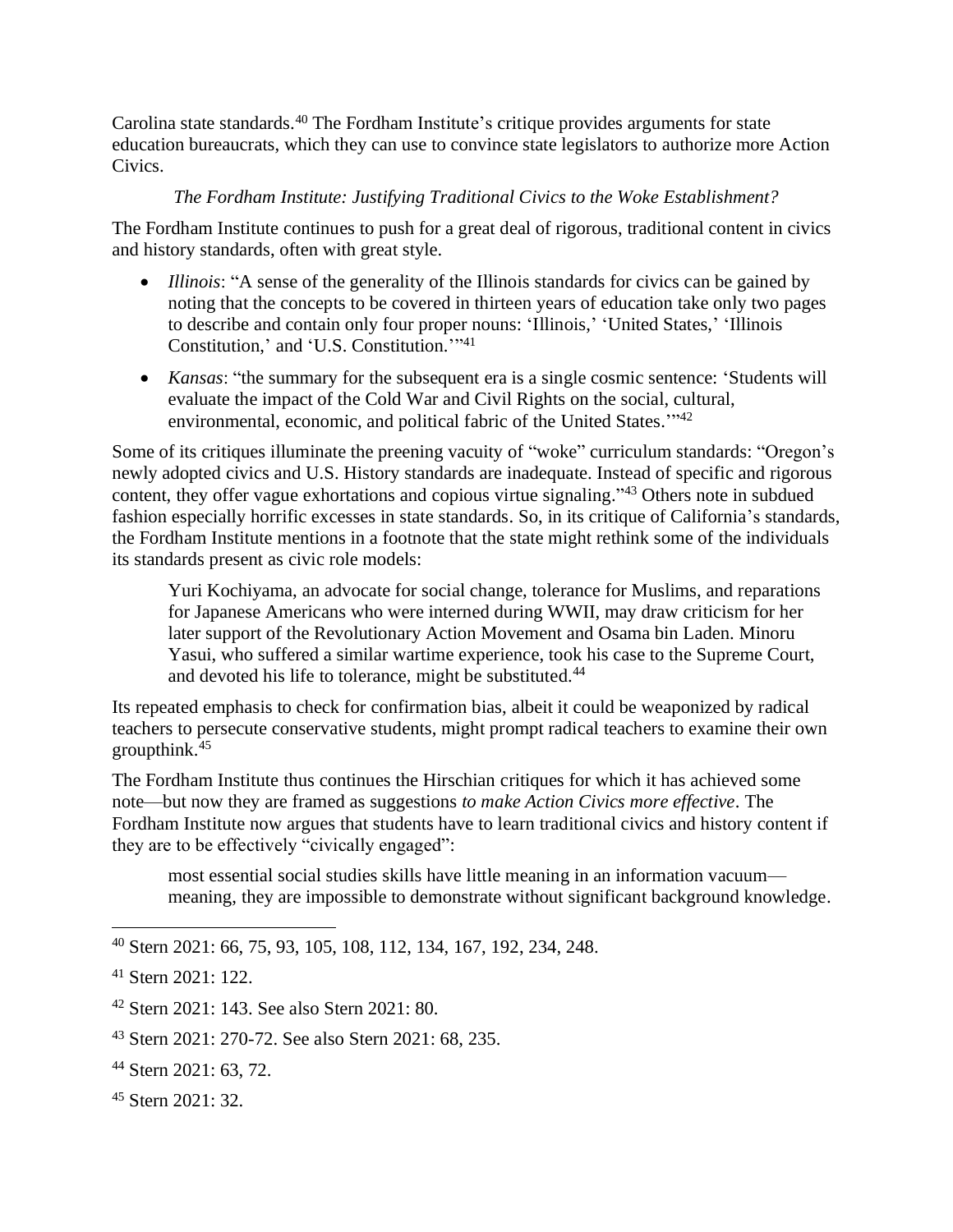Carolina state standards.[40] The Fordham Institute's critique provides arguments for state education bureaucrats, which they can use to convince state legislators to authorize more Action Civics.

*The Fordham Institute: Justifying Traditional Civics to the Woke Establishment?*

The Fordham Institute continues to push for a great deal of rigorous, traditional content in civics and history standards, often with great style.

- *Illinois*: "A sense of the generality of the Illinois standards for civics can be gained by noting that the concepts to be covered in thirteen years of education take only two pages to describe and contain only four proper nouns: 'Illinois,' 'United States,' 'Illinois Constitution,' and 'U.S. Constitution.'"[41]
- *Kansas*: "the summary for the subsequent era is a single cosmic sentence: 'Students will evaluate the impact of the Cold War and Civil Rights on the social, cultural, environmental, economic, and political fabric of the United States.'"[42]

Some of its critiques illuminate the preening vacuity of "woke" curriculum standards: "Oregon's newly adopted civics and U.S. History standards are inadequate. Instead of specific and rigorous content, they offer vague exhortations and copious virtue signaling."[43] Others note in subdued fashion especially horrific excesses in state standards. So, in its critique of California's standards, the Fordham Institute mentions in a footnote that the state might rethink some of the individuals its standards present as civic role models:

> Yuri Kochiyama, an advocate for social change, tolerance for Muslims, and reparations for Japanese Americans who were interned during WWII, may draw criticism for her later support of the Revolutionary Action Movement and Osama bin Laden. Minoru Yasui, who suffered a similar wartime experience, took his case to the Supreme Court, and devoted his life to tolerance, might be substituted.[44]

Its repeated emphasis to check for confirmation bias, albeit it could be weaponized by radical teachers to persecute conservative students, might prompt radical teachers to examine their own groupthink.[45]

The Fordham Institute thus continues the Hirschian critiques for which it has achieved some note—but now they are framed as suggestions *to make Action Civics more effective*. The Fordham Institute now argues that students have to learn traditional civics and history content if they are to be effectively "civically engaged":

> most essential social studies skills have little meaning in an information vacuum—meaning, they are impossible to demonstrate without significant background knowledge.

---

[40] Stern 2021: 66, 75, 93, 105, 108, 112, 134, 167, 192, 234, 248.

[41] Stern 2021: 122.

[42] Stern 2021: 143. See also Stern 2021: 80.

[43] Stern 2021: 270-72. See also Stern 2021: 68, 235.

[44] Stern 2021: 63, 72.

[45] Stern 2021: 32.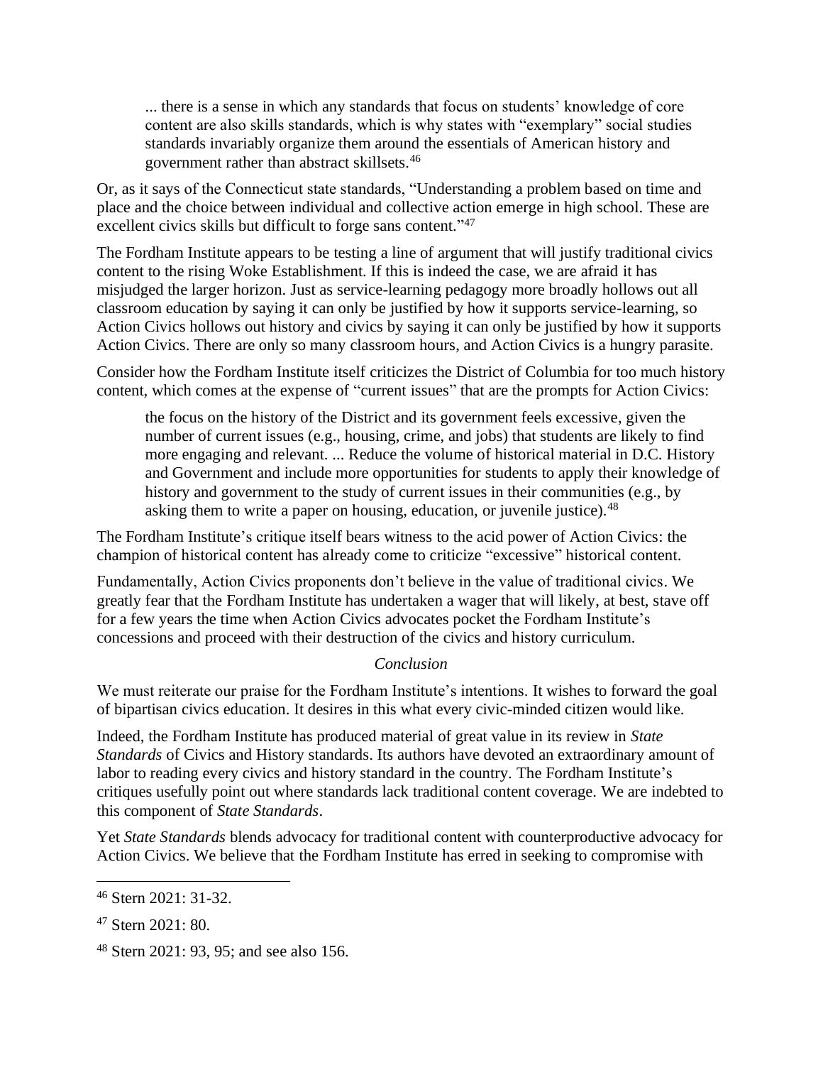> ... there is a sense in which any standards that focus on students' knowledge of core content are also skills standards, which is why states with "exemplary" social studies standards invariably organize them around the essentials of American history and government rather than abstract skillsets.[46]

Or, as it says of the Connecticut state standards, "Understanding a problem based on time and place and the choice between individual and collective action emerge in high school. These are excellent civics skills but difficult to forge sans content."[47]

The Fordham Institute appears to be testing a line of argument that will justify traditional civics content to the rising Woke Establishment. If this is indeed the case, we are afraid it has misjudged the larger horizon. Just as service-learning pedagogy more broadly hollows out all classroom education by saying it can only be justified by how it supports service-learning, so Action Civics hollows out history and civics by saying it can only be justified by how it supports Action Civics. There are only so many classroom hours, and Action Civics is a hungry parasite.

Consider how the Fordham Institute itself criticizes the District of Columbia for too much history content, which comes at the expense of "current issues" that are the prompts for Action Civics:

> the focus on the history of the District and its government feels excessive, given the number of current issues (e.g., housing, crime, and jobs) that students are likely to find more engaging and relevant. ... Reduce the volume of historical material in D.C. History and Government and include more opportunities for students to apply their knowledge of history and government to the study of current issues in their communities (e.g., by asking them to write a paper on housing, education, or juvenile justice).[48]

The Fordham Institute's critique itself bears witness to the acid power of Action Civics: the champion of historical content has already come to criticize "excessive" historical content.

Fundamentally, Action Civics proponents don't believe in the value of traditional civics. We greatly fear that the Fordham Institute has undertaken a wager that will likely, at best, stave off for a few years the time when Action Civics advocates pocket the Fordham Institute's concessions and proceed with their destruction of the civics and history curriculum.

*Conclusion*

We must reiterate our praise for the Fordham Institute's intentions. It wishes to forward the goal of bipartisan civics education. It desires in this what every civic-minded citizen would like.

Indeed, the Fordham Institute has produced material of great value in its review in *State Standards* of Civics and History standards. Its authors have devoted an extraordinary amount of labor to reading every civics and history standard in the country. The Fordham Institute's critiques usefully point out where standards lack traditional content coverage. We are indebted to this component of *State Standards*.

Yet *State Standards* blends advocacy for traditional content with counterproductive advocacy for Action Civics. We believe that the Fordham Institute has erred in seeking to compromise with

---

[46] Stern 2021: 31-32.

[47] Stern 2021: 80.

[48] Stern 2021: 93, 95; and see also 156.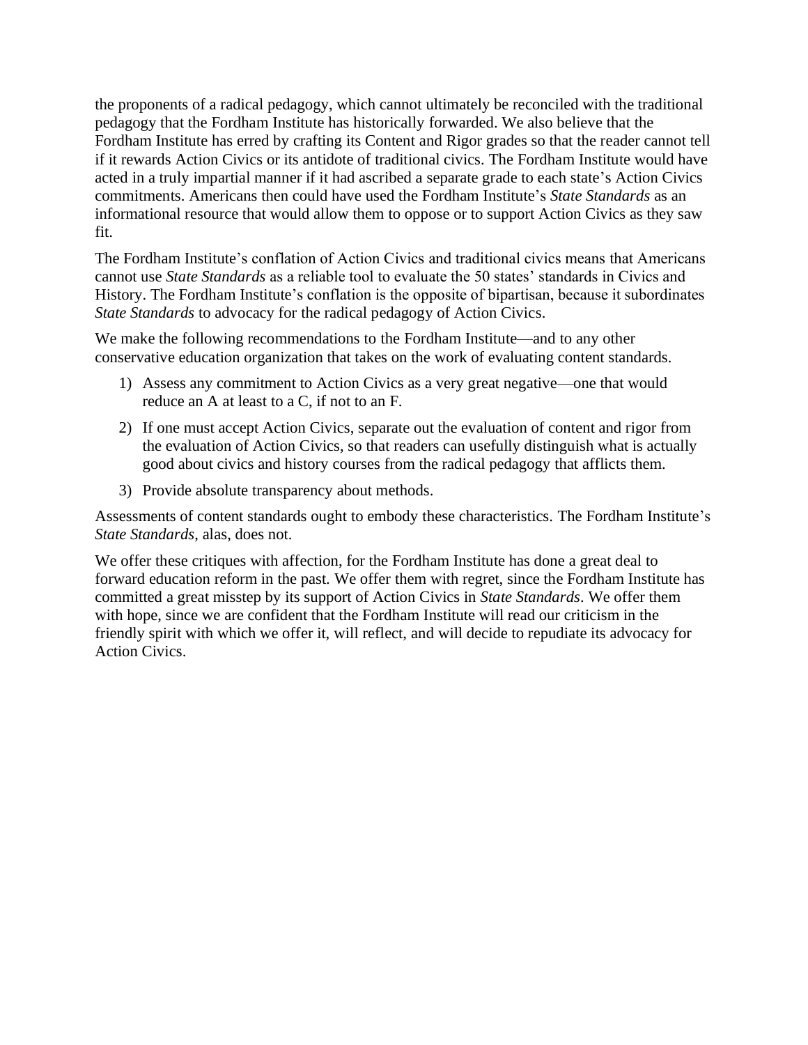the proponents of a radical pedagogy, which cannot ultimately be reconciled with the traditional pedagogy that the Fordham Institute has historically forwarded. We also believe that the Fordham Institute has erred by crafting its Content and Rigor grades so that the reader cannot tell if it rewards Action Civics or its antidote of traditional civics. The Fordham Institute would have acted in a truly impartial manner if it had ascribed a separate grade to each state's Action Civics commitments. Americans then could have used the Fordham Institute's *State Standards* as an informational resource that would allow them to oppose or to support Action Civics as they saw fit.

The Fordham Institute's conflation of Action Civics and traditional civics means that Americans cannot use *State Standards* as a reliable tool to evaluate the 50 states' standards in Civics and History. The Fordham Institute's conflation is the opposite of bipartisan, because it subordinates *State Standards* to advocacy for the radical pedagogy of Action Civics.

We make the following recommendations to the Fordham Institute—and to any other conservative education organization that takes on the work of evaluating content standards.

1) Assess any commitment to Action Civics as a very great negative—one that would reduce an A at least to a C, if not to an F.
2) If one must accept Action Civics, separate out the evaluation of content and rigor from the evaluation of Action Civics, so that readers can usefully distinguish what is actually good about civics and history courses from the radical pedagogy that afflicts them.
3) Provide absolute transparency about methods.

Assessments of content standards ought to embody these characteristics. The Fordham Institute's *State Standards*, alas, does not.

We offer these critiques with affection, for the Fordham Institute has done a great deal to forward education reform in the past. We offer them with regret, since the Fordham Institute has committed a great misstep by its support of Action Civics in *State Standards*. We offer them with hope, since we are confident that the Fordham Institute will read our criticism in the friendly spirit with which we offer it, will reflect, and will decide to repudiate its advocacy for Action Civics.